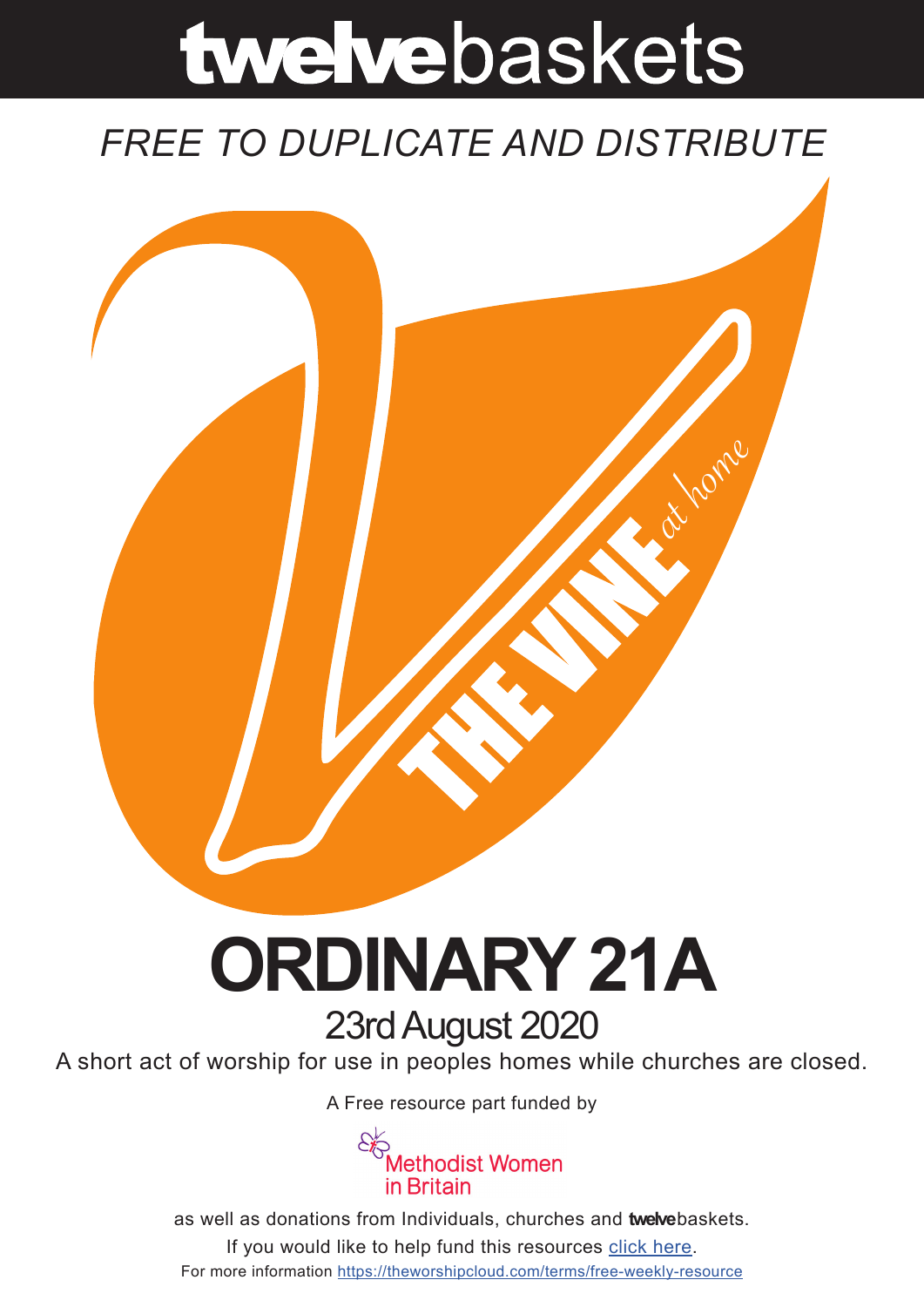# twelvebaskets

*FREE TO DUPLICATE AND DISTRIBUTE*

THE VINE *at home*

# ORDINARY 21A

## 23rd August 2020

A short act of worship for use in peoples homes while churches are closed.

A Free resource part funded by

Methodist Women in Britain

as well as donations from Individuals, churches and **twelve**baskets.

If you would like to help fund this resources [click here](click here).

For more information https://theworshipcloud.com/terms/free-weekly-resource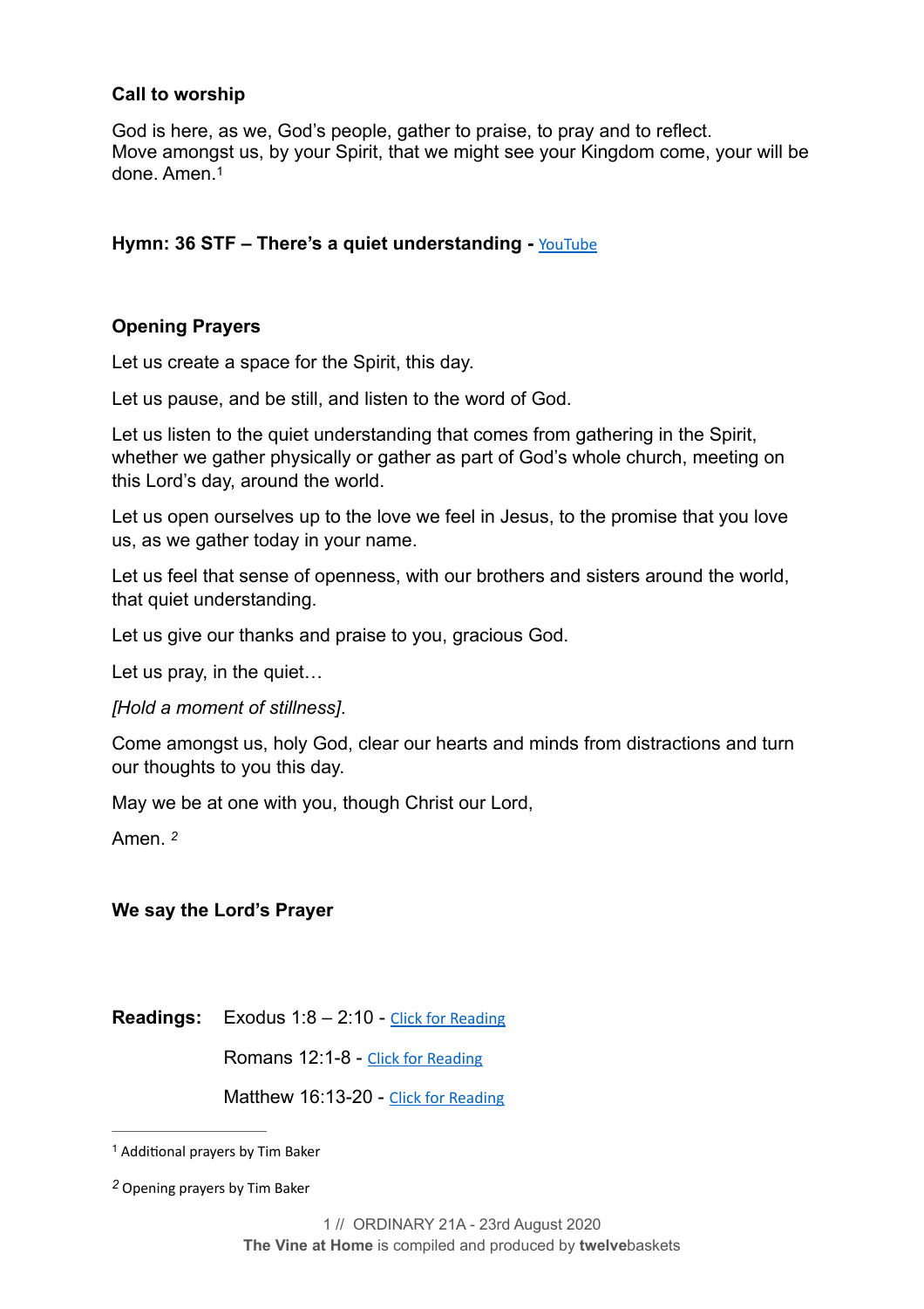### Call to worship

God is here, as we, God's people, gather to praise, to pray and to reflect.
Move amongst us, by your Spirit, that we might see your Kingdom come, your will be done. Amen.[1]

### Hymn: 36 STF – There's a quiet understanding - YouTube

### Opening Prayers

Let us create a space for the Spirit, this day.

Let us pause, and be still, and listen to the word of God.

Let us listen to the quiet understanding that comes from gathering in the Spirit, whether we gather physically or gather as part of God's whole church, meeting on this Lord's day, around the world.

Let us open ourselves up to the love we feel in Jesus, to the promise that you love us, as we gather today in your name.

Let us feel that sense of openness, with our brothers and sisters around the world, that quiet understanding.

Let us give our thanks and praise to you, gracious God.

Let us pray, in the quiet…

*[Hold a moment of stillness]*.

Come amongst us, holy God, clear our hearts and minds from distractions and turn our thoughts to you this day.

May we be at one with you, though Christ our Lord,

Amen. [2]

### We say the Lord's Prayer

**Readings:** Exodus 1:8 – 2:10 - Click for Reading

Romans 12:1-8 - Click for Reading

Matthew 16:13-20 - Click for Reading

---

[1] Additional prayers by Tim Baker

[2] Opening prayers by Tim Baker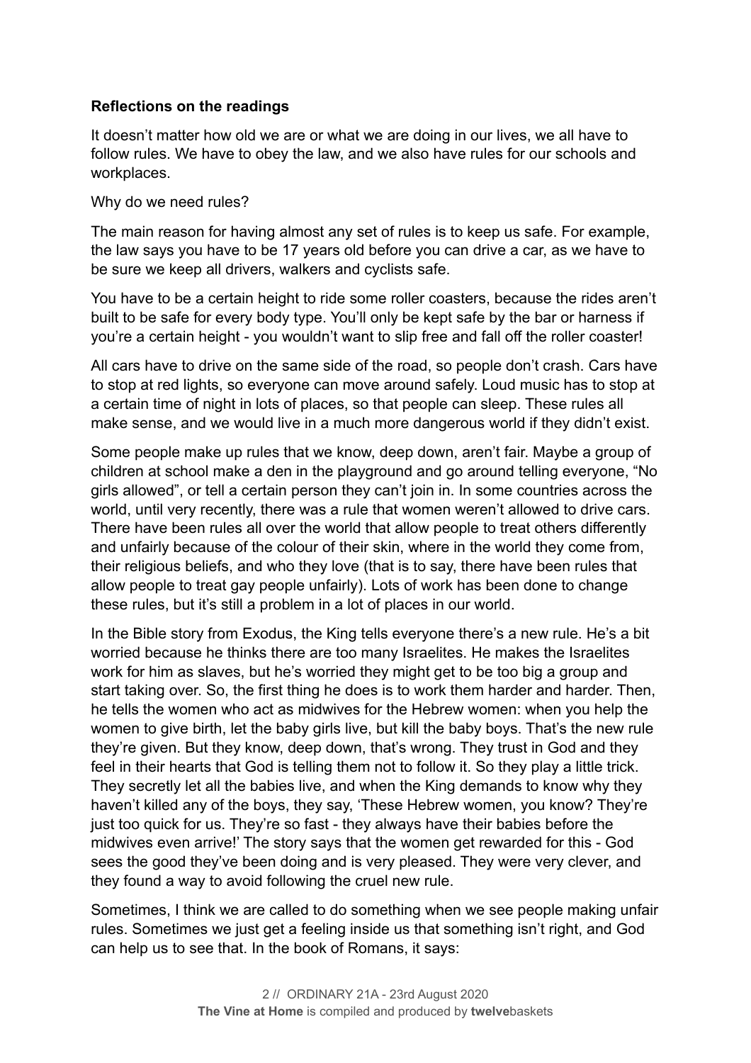**Reflections on the readings**

It doesn't matter how old we are or what we are doing in our lives, we all have to follow rules. We have to obey the law, and we also have rules for our schools and workplaces.

Why do we need rules?

The main reason for having almost any set of rules is to keep us safe. For example, the law says you have to be 17 years old before you can drive a car, as we have to be sure we keep all drivers, walkers and cyclists safe.

You have to be a certain height to ride some roller coasters, because the rides aren't built to be safe for every body type. You'll only be kept safe by the bar or harness if you're a certain height - you wouldn't want to slip free and fall off the roller coaster!

All cars have to drive on the same side of the road, so people don't crash. Cars have to stop at red lights, so everyone can move around safely. Loud music has to stop at a certain time of night in lots of places, so that people can sleep. These rules all make sense, and we would live in a much more dangerous world if they didn't exist.

Some people make up rules that we know, deep down, aren't fair. Maybe a group of children at school make a den in the playground and go around telling everyone, "No girls allowed", or tell a certain person they can't join in. In some countries across the world, until very recently, there was a rule that women weren't allowed to drive cars. There have been rules all over the world that allow people to treat others differently and unfairly because of the colour of their skin, where in the world they come from, their religious beliefs, and who they love (that is to say, there have been rules that allow people to treat gay people unfairly). Lots of work has been done to change these rules, but it's still a problem in a lot of places in our world.

In the Bible story from Exodus, the King tells everyone there's a new rule. He's a bit worried because he thinks there are too many Israelites. He makes the Israelites work for him as slaves, but he's worried they might get to be too big a group and start taking over. So, the first thing he does is to work them harder and harder. Then, he tells the women who act as midwives for the Hebrew women: when you help the women to give birth, let the baby girls live, but kill the baby boys. That's the new rule they're given. But they know, deep down, that's wrong. They trust in God and they feel in their hearts that God is telling them not to follow it. So they play a little trick. They secretly let all the babies live, and when the King demands to know why they haven't killed any of the boys, they say, 'These Hebrew women, you know? They're just too quick for us. They're so fast - they always have their babies before the midwives even arrive!' The story says that the women get rewarded for this - God sees the good they've been doing and is very pleased. They were very clever, and they found a way to avoid following the cruel new rule.

Sometimes, I think we are called to do something when we see people making unfair rules. Sometimes we just get a feeling inside us that something isn't right, and God can help us to see that. In the book of Romans, it says: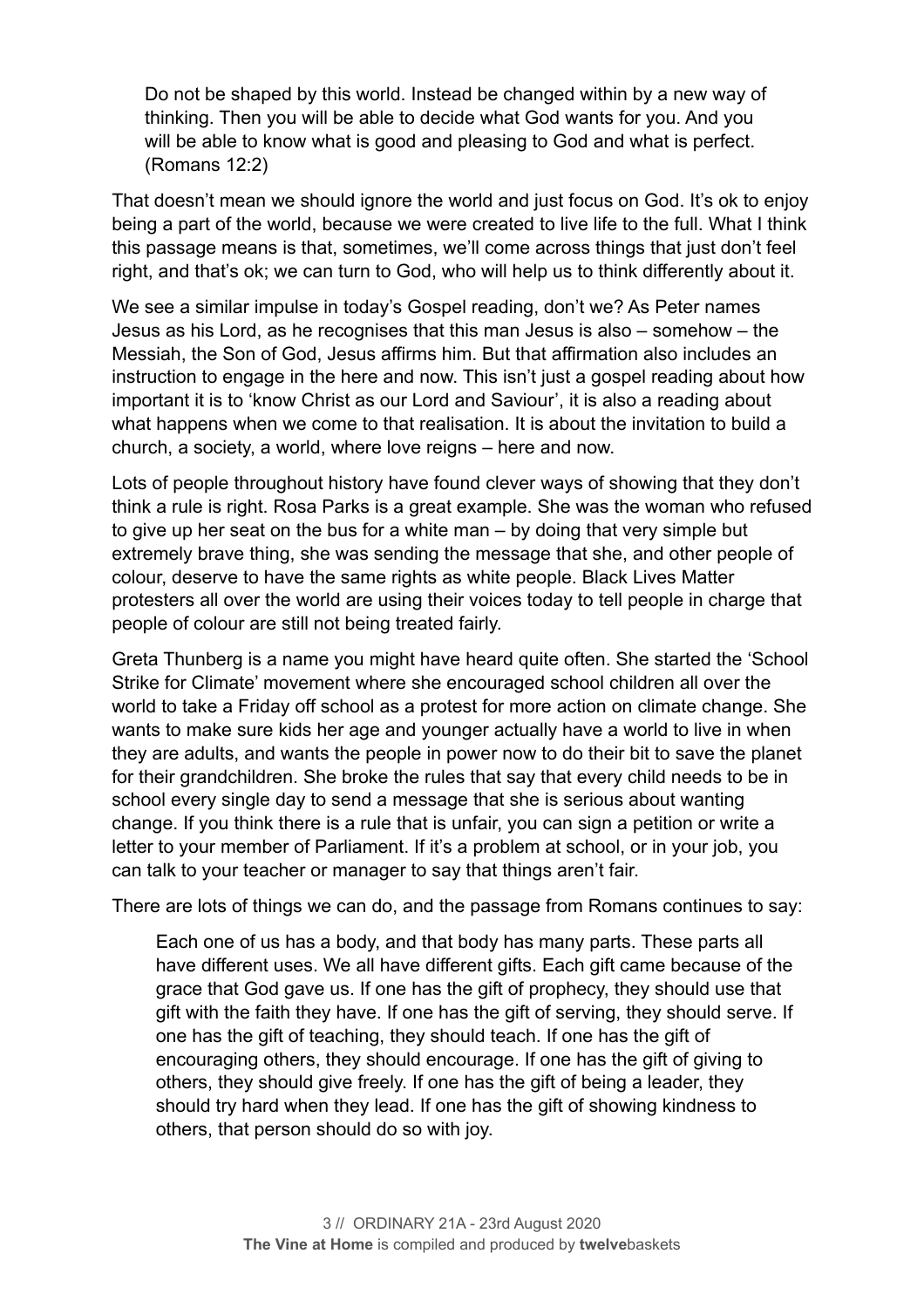> Do not be shaped by this world. Instead be changed within by a new way of thinking. Then you will be able to decide what God wants for you. And you will be able to know what is good and pleasing to God and what is perfect. (Romans 12:2)

That doesn't mean we should ignore the world and just focus on God. It's ok to enjoy being a part of the world, because we were created to live life to the full. What I think this passage means is that, sometimes, we'll come across things that just don't feel right, and that's ok; we can turn to God, who will help us to think differently about it.

We see a similar impulse in today's Gospel reading, don't we? As Peter names Jesus as his Lord, as he recognises that this man Jesus is also – somehow – the Messiah, the Son of God, Jesus affirms him. But that affirmation also includes an instruction to engage in the here and now. This isn't just a gospel reading about how important it is to 'know Christ as our Lord and Saviour', it is also a reading about what happens when we come to that realisation. It is about the invitation to build a church, a society, a world, where love reigns – here and now.

Lots of people throughout history have found clever ways of showing that they don't think a rule is right. Rosa Parks is a great example. She was the woman who refused to give up her seat on the bus for a white man – by doing that very simple but extremely brave thing, she was sending the message that she, and other people of colour, deserve to have the same rights as white people. Black Lives Matter protesters all over the world are using their voices today to tell people in charge that people of colour are still not being treated fairly.

Greta Thunberg is a name you might have heard quite often. She started the 'School Strike for Climate' movement where she encouraged school children all over the world to take a Friday off school as a protest for more action on climate change. She wants to make sure kids her age and younger actually have a world to live in when they are adults, and wants the people in power now to do their bit to save the planet for their grandchildren. She broke the rules that say that every child needs to be in school every single day to send a message that she is serious about wanting change. If you think there is a rule that is unfair, you can sign a petition or write a letter to your member of Parliament. If it's a problem at school, or in your job, you can talk to your teacher or manager to say that things aren't fair.

There are lots of things we can do, and the passage from Romans continues to say:

> Each one of us has a body, and that body has many parts. These parts all have different uses. We all have different gifts. Each gift came because of the grace that God gave us. If one has the gift of prophecy, they should use that gift with the faith they have. If one has the gift of serving, they should serve. If one has the gift of teaching, they should teach. If one has the gift of encouraging others, they should encourage. If one has the gift of giving to others, they should give freely. If one has the gift of being a leader, they should try hard when they lead. If one has the gift of showing kindness to others, that person should do so with joy.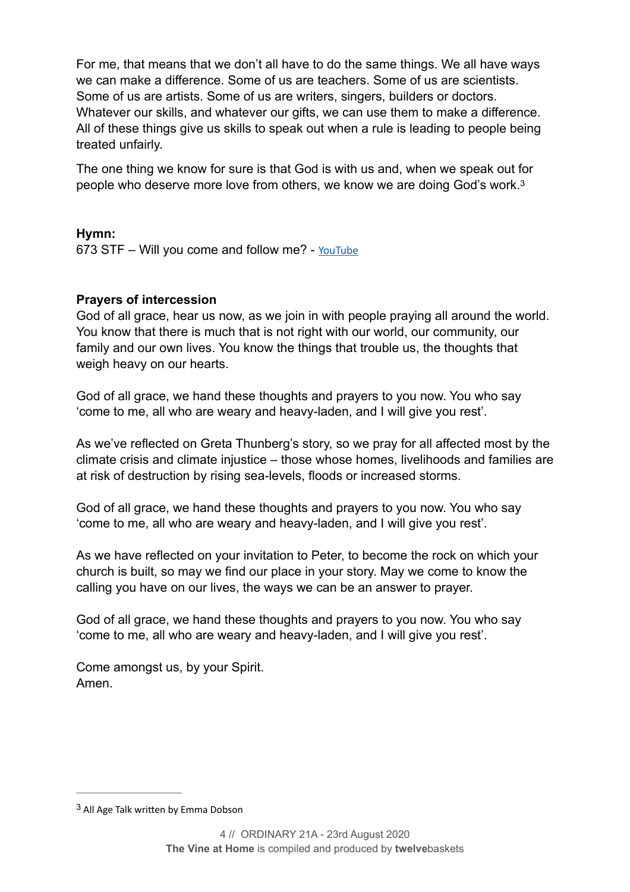For me, that means that we don't all have to do the same things. We all have ways we can make a difference. Some of us are teachers. Some of us are scientists. Some of us are artists. Some of us are writers, singers, builders or doctors. Whatever our skills, and whatever our gifts, we can use them to make a difference. All of these things give us skills to speak out when a rule is leading to people being treated unfairly.

The one thing we know for sure is that God is with us and, when we speak out for people who deserve more love from others, we know we are doing God's work.[3]

**Hymn:**
673 STF – Will you come and follow me? - YouTube

**Prayers of intercession**
God of all grace, hear us now, as we join in with people praying all around the world. You know that there is much that is not right with our world, our community, our family and our own lives. You know the things that trouble us, the thoughts that weigh heavy on our hearts.

God of all grace, we hand these thoughts and prayers to you now. You who say 'come to me, all who are weary and heavy-laden, and I will give you rest'.

As we've reflected on Greta Thunberg's story, so we pray for all affected most by the climate crisis and climate injustice – those whose homes, livelihoods and families are at risk of destruction by rising sea-levels, floods or increased storms.

God of all grace, we hand these thoughts and prayers to you now. You who say 'come to me, all who are weary and heavy-laden, and I will give you rest'.

As we have reflected on your invitation to Peter, to become the rock on which your church is built, so may we find our place in your story. May we come to know the calling you have on our lives, the ways we can be an answer to prayer.

God of all grace, we hand these thoughts and prayers to you now. You who say 'come to me, all who are weary and heavy-laden, and I will give you rest'.

Come amongst us, by your Spirit.
Amen.

---

[3] All Age Talk written by Emma Dobson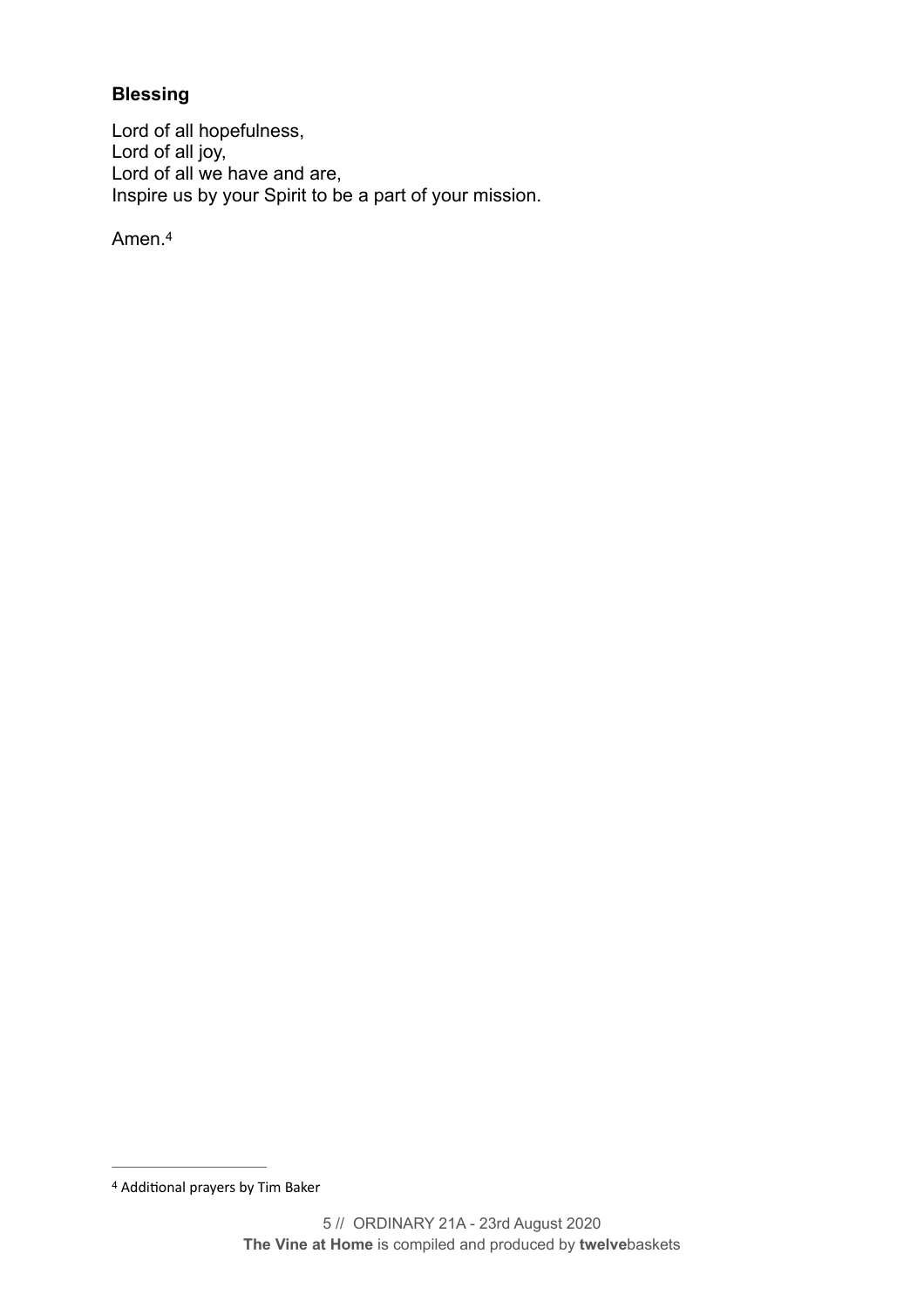### Blessing

Lord of all hopefulness,
Lord of all joy,
Lord of all we have and are,
Inspire us by your Spirit to be a part of your mission.

Amen.[4]

---

[4] Additional prayers by Tim Baker